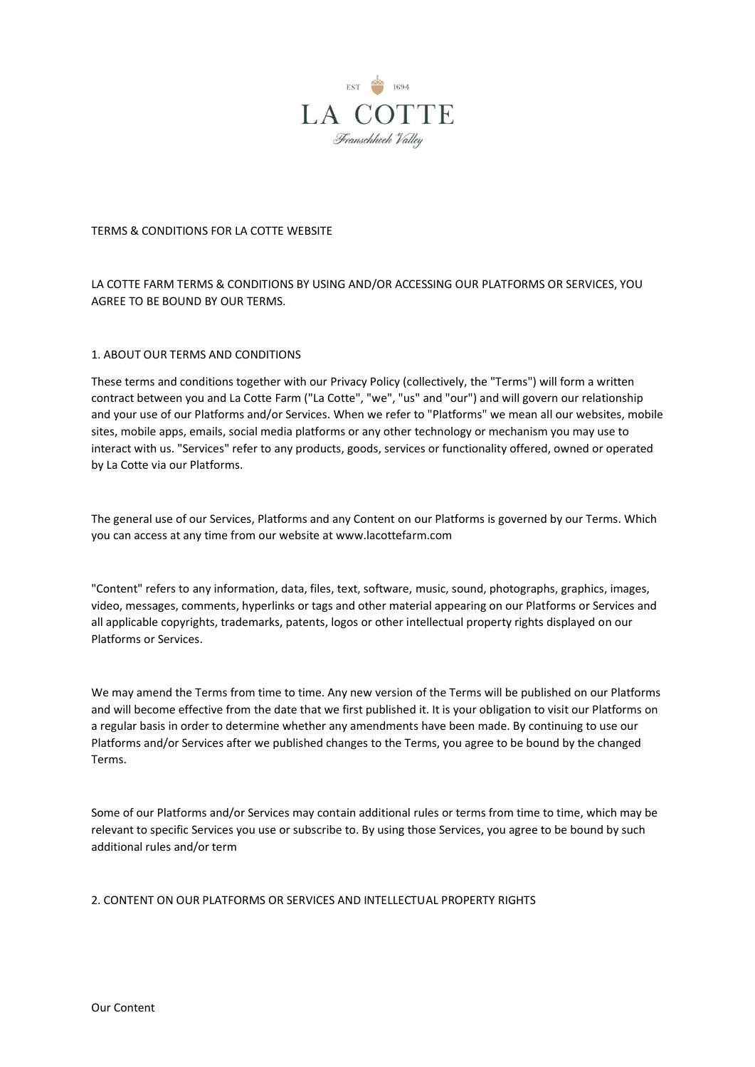EST 1694

LA COTTE

Franschhoek Valley

TERMS & CONDITIONS FOR LA COTTE WEBSITE

LA COTTE FARM TERMS & CONDITIONS BY USING AND/OR ACCESSING OUR PLATFORMS OR SERVICES, YOU AGREE TO BE BOUND BY OUR TERMS.

## 1. ABOUT OUR TERMS AND CONDITIONS

These terms and conditions together with our Privacy Policy (collectively, the "Terms") will form a written contract between you and La Cotte Farm ("La Cotte", "we", "us" and "our") and will govern our relationship and your use of our Platforms and/or Services. When we refer to "Platforms" we mean all our websites, mobile sites, mobile apps, emails, social media platforms or any other technology or mechanism you may use to interact with us. "Services" refer to any products, goods, services or functionality offered, owned or operated by La Cotte via our Platforms.

The general use of our Services, Platforms and any Content on our Platforms is governed by our Terms. Which you can access at any time from our website at www.lacottefarm.com

"Content" refers to any information, data, files, text, software, music, sound, photographs, graphics, images, video, messages, comments, hyperlinks or tags and other material appearing on our Platforms or Services and all applicable copyrights, trademarks, patents, logos or other intellectual property rights displayed on our Platforms or Services.

We may amend the Terms from time to time. Any new version of the Terms will be published on our Platforms and will become effective from the date that we first published it. It is your obligation to visit our Platforms on a regular basis in order to determine whether any amendments have been made. By continuing to use our Platforms and/or Services after we published changes to the Terms, you agree to be bound by the changed Terms.

Some of our Platforms and/or Services may contain additional rules or terms from time to time, which may be relevant to specific Services you use or subscribe to. By using those Services, you agree to be bound by such additional rules and/or term

## 2. CONTENT ON OUR PLATFORMS OR SERVICES AND INTELLECTUAL PROPERTY RIGHTS

### Our Content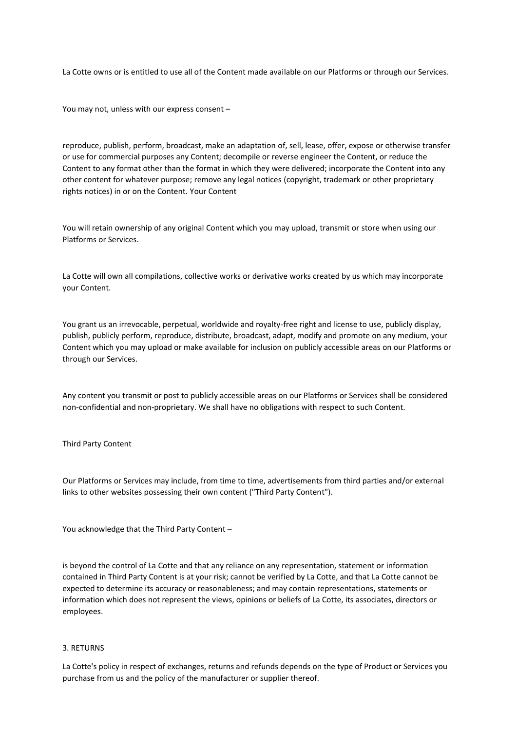La Cotte owns or is entitled to use all of the Content made available on our Platforms or through our Services.

You may not, unless with our express consent –

reproduce, publish, perform, broadcast, make an adaptation of, sell, lease, offer, expose or otherwise transfer or use for commercial purposes any Content; decompile or reverse engineer the Content, or reduce the Content to any format other than the format in which they were delivered; incorporate the Content into any other content for whatever purpose; remove any legal notices (copyright, trademark or other proprietary rights notices) in or on the Content. Your Content

You will retain ownership of any original Content which you may upload, transmit or store when using our Platforms or Services.

La Cotte will own all compilations, collective works or derivative works created by us which may incorporate your Content.

You grant us an irrevocable, perpetual, worldwide and royalty-free right and license to use, publicly display, publish, publicly perform, reproduce, distribute, broadcast, adapt, modify and promote on any medium, your Content which you may upload or make available for inclusion on publicly accessible areas on our Platforms or through our Services.

Any content you transmit or post to publicly accessible areas on our Platforms or Services shall be considered non-confidential and non-proprietary. We shall have no obligations with respect to such Content.

Third Party Content

Our Platforms or Services may include, from time to time, advertisements from third parties and/or external links to other websites possessing their own content ("Third Party Content").

You acknowledge that the Third Party Content –

is beyond the control of La Cotte and that any reliance on any representation, statement or information contained in Third Party Content is at your risk; cannot be verified by La Cotte, and that La Cotte cannot be expected to determine its accuracy or reasonableness; and may contain representations, statements or information which does not represent the views, opinions or beliefs of La Cotte, its associates, directors or employees.

## 3. RETURNS

La Cotte's policy in respect of exchanges, returns and refunds depends on the type of Product or Services you purchase from us and the policy of the manufacturer or supplier thereof.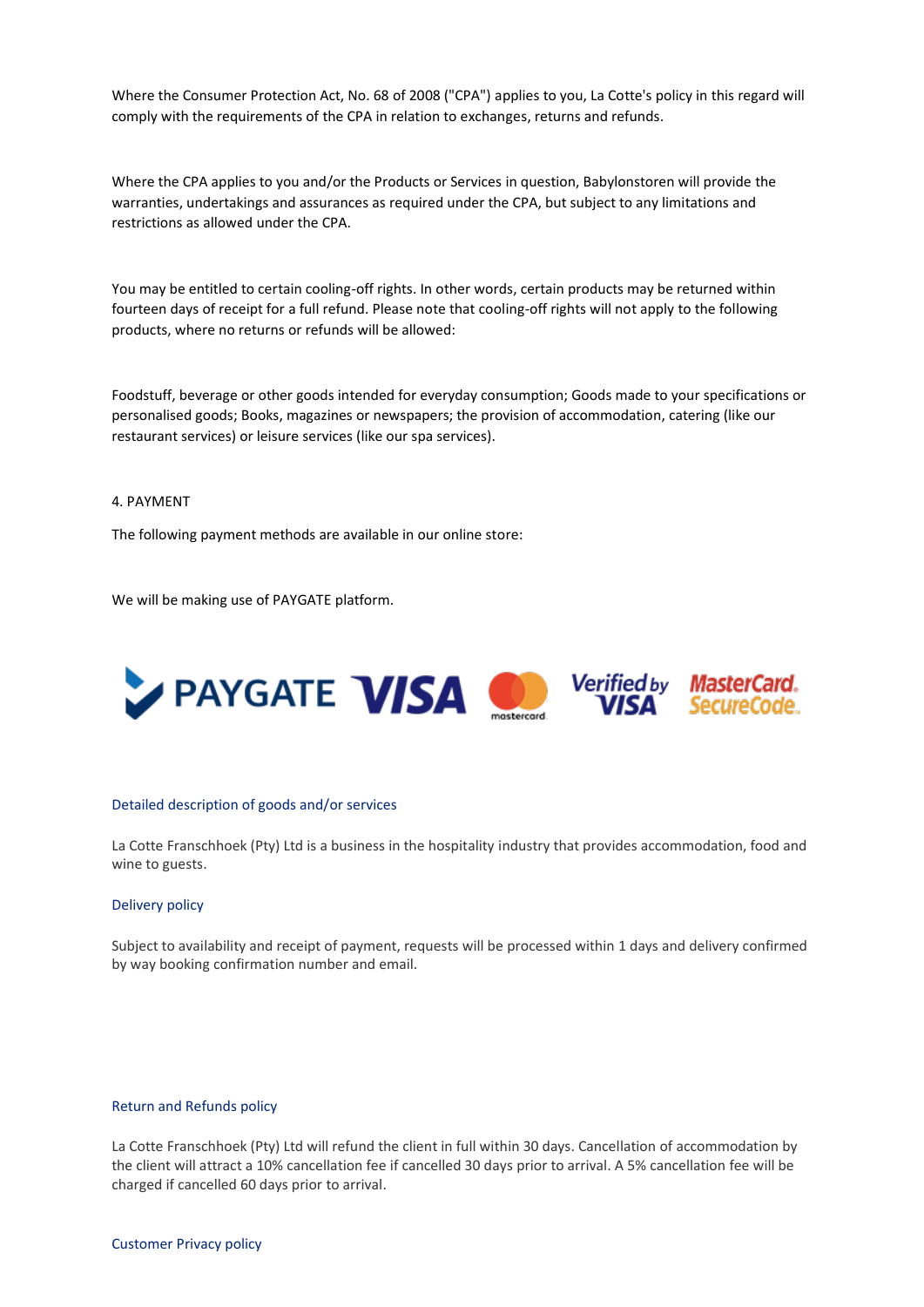Where the Consumer Protection Act, No. 68 of 2008 ("CPA") applies to you, La Cotte's policy in this regard will comply with the requirements of the CPA in relation to exchanges, returns and refunds.

Where the CPA applies to you and/or the Products or Services in question, Babylonstoren will provide the warranties, undertakings and assurances as required under the CPA, but subject to any limitations and restrictions as allowed under the CPA.

You may be entitled to certain cooling-off rights. In other words, certain products may be returned within fourteen days of receipt for a full refund. Please note that cooling-off rights will not apply to the following products, where no returns or refunds will be allowed:

Foodstuff, beverage or other goods intended for everyday consumption; Goods made to your specifications or personalised goods; Books, magazines or newspapers; the provision of accommodation, catering (like our restaurant services) or leisure services (like our spa services).

4. PAYMENT

The following payment methods are available in our online store:

We will be making use of PAYGATE platform.

PAYGATE VISA mastercard Verified by VISA MasterCard SecureCode

Detailed description of goods and/or services

La Cotte Franschhoek (Pty) Ltd is a business in the hospitality industry that provides accommodation, food and wine to guests.

Delivery policy

Subject to availability and receipt of payment, requests will be processed within 1 days and delivery confirmed by way booking confirmation number and email.

Return and Refunds policy

La Cotte Franschhoek (Pty) Ltd will refund the client in full within 30 days. Cancellation of accommodation by the client will attract a 10% cancellation fee if cancelled 30 days prior to arrival. A 5% cancellation fee will be charged if cancelled 60 days prior to arrival.

Customer Privacy policy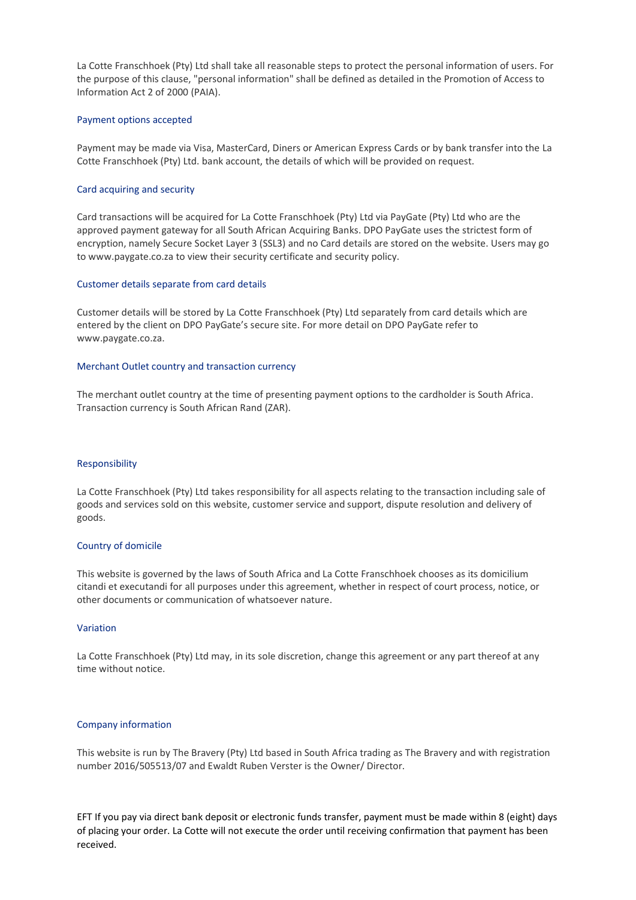La Cotte Franschhoek (Pty) Ltd shall take all reasonable steps to protect the personal information of users. For the purpose of this clause, "personal information" shall be defined as detailed in the Promotion of Access to Information Act 2 of 2000 (PAIA).

## Payment options accepted

Payment may be made via Visa, MasterCard, Diners or American Express Cards or by bank transfer into the La Cotte Franschhoek (Pty) Ltd. bank account, the details of which will be provided on request.

## Card acquiring and security

Card transactions will be acquired for La Cotte Franschhoek (Pty) Ltd via PayGate (Pty) Ltd who are the approved payment gateway for all South African Acquiring Banks. DPO PayGate uses the strictest form of encryption, namely Secure Socket Layer 3 (SSL3) and no Card details are stored on the website. Users may go to www.paygate.co.za to view their security certificate and security policy.

## Customer details separate from card details

Customer details will be stored by La Cotte Franschhoek (Pty) Ltd separately from card details which are entered by the client on DPO PayGate's secure site. For more detail on DPO PayGate refer to www.paygate.co.za.

## Merchant Outlet country and transaction currency

The merchant outlet country at the time of presenting payment options to the cardholder is South Africa. Transaction currency is South African Rand (ZAR).

## Responsibility

La Cotte Franschhoek (Pty) Ltd takes responsibility for all aspects relating to the transaction including sale of goods and services sold on this website, customer service and support, dispute resolution and delivery of goods.

## Country of domicile

This website is governed by the laws of South Africa and La Cotte Franschhoek chooses as its domicilium citandi et executandi for all purposes under this agreement, whether in respect of court process, notice, or other documents or communication of whatsoever nature.

## Variation

La Cotte Franschhoek (Pty) Ltd may, in its sole discretion, change this agreement or any part thereof at any time without notice.

## Company information

This website is run by The Bravery (Pty) Ltd based in South Africa trading as The Bravery and with registration number 2016/505513/07 and Ewaldt Ruben Verster is the Owner/ Director.

EFT If you pay via direct bank deposit or electronic funds transfer, payment must be made within 8 (eight) days of placing your order. La Cotte will not execute the order until receiving confirmation that payment has been received.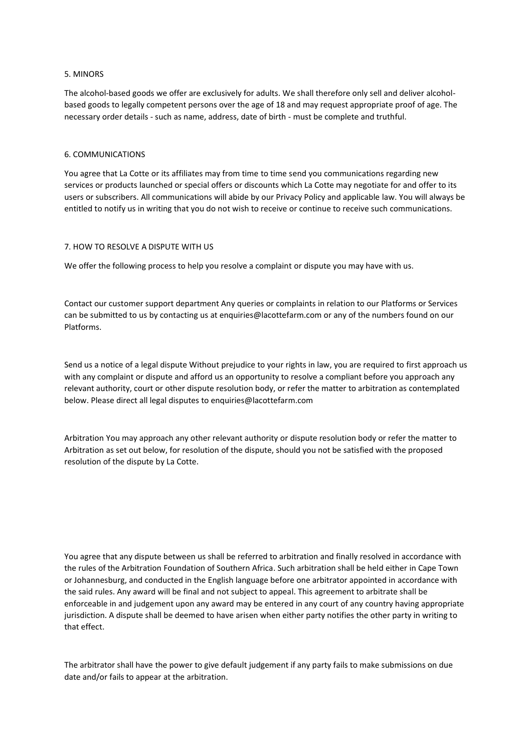## 5. MINORS

The alcohol-based goods we offer are exclusively for adults. We shall therefore only sell and deliver alcohol-based goods to legally competent persons over the age of 18 and may request appropriate proof of age. The necessary order details - such as name, address, date of birth - must be complete and truthful.

## 6. COMMUNICATIONS

You agree that La Cotte or its affiliates may from time to time send you communications regarding new services or products launched or special offers or discounts which La Cotte may negotiate for and offer to its users or subscribers. All communications will abide by our Privacy Policy and applicable law. You will always be entitled to notify us in writing that you do not wish to receive or continue to receive such communications.

## 7. HOW TO RESOLVE A DISPUTE WITH US

We offer the following process to help you resolve a complaint or dispute you may have with us.

Contact our customer support department Any queries or complaints in relation to our Platforms or Services can be submitted to us by contacting us at enquiries@lacottefarm.com or any of the numbers found on our Platforms.

Send us a notice of a legal dispute Without prejudice to your rights in law, you are required to first approach us with any complaint or dispute and afford us an opportunity to resolve a compliant before you approach any relevant authority, court or other dispute resolution body, or refer the matter to arbitration as contemplated below. Please direct all legal disputes to enquiries@lacottefarm.com

Arbitration You may approach any other relevant authority or dispute resolution body or refer the matter to Arbitration as set out below, for resolution of the dispute, should you not be satisfied with the proposed resolution of the dispute by La Cotte.

You agree that any dispute between us shall be referred to arbitration and finally resolved in accordance with the rules of the Arbitration Foundation of Southern Africa. Such arbitration shall be held either in Cape Town or Johannesburg, and conducted in the English language before one arbitrator appointed in accordance with the said rules. Any award will be final and not subject to appeal. This agreement to arbitrate shall be enforceable in and judgement upon any award may be entered in any court of any country having appropriate jurisdiction. A dispute shall be deemed to have arisen when either party notifies the other party in writing to that effect.

The arbitrator shall have the power to give default judgement if any party fails to make submissions on due date and/or fails to appear at the arbitration.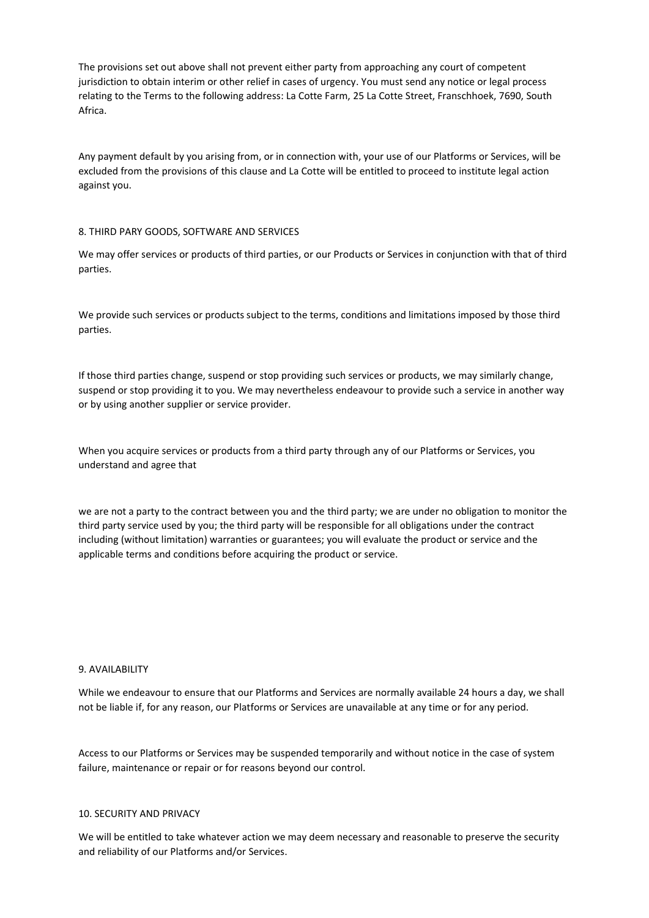The provisions set out above shall not prevent either party from approaching any court of competent jurisdiction to obtain interim or other relief in cases of urgency. You must send any notice or legal process relating to the Terms to the following address: La Cotte Farm, 25 La Cotte Street, Franschhoek, 7690, South Africa.

Any payment default by you arising from, or in connection with, your use of our Platforms or Services, will be excluded from the provisions of this clause and La Cotte will be entitled to proceed to institute legal action against you.

## 8. THIRD PARY GOODS, SOFTWARE AND SERVICES

We may offer services or products of third parties, or our Products or Services in conjunction with that of third parties.

We provide such services or products subject to the terms, conditions and limitations imposed by those third parties.

If those third parties change, suspend or stop providing such services or products, we may similarly change, suspend or stop providing it to you. We may nevertheless endeavour to provide such a service in another way or by using another supplier or service provider.

When you acquire services or products from a third party through any of our Platforms or Services, you understand and agree that

we are not a party to the contract between you and the third party; we are under no obligation to monitor the third party service used by you; the third party will be responsible for all obligations under the contract including (without limitation) warranties or guarantees; you will evaluate the product or service and the applicable terms and conditions before acquiring the product or service.

## 9. AVAILABILITY

While we endeavour to ensure that our Platforms and Services are normally available 24 hours a day, we shall not be liable if, for any reason, our Platforms or Services are unavailable at any time or for any period.

Access to our Platforms or Services may be suspended temporarily and without notice in the case of system failure, maintenance or repair or for reasons beyond our control.

## 10. SECURITY AND PRIVACY

We will be entitled to take whatever action we may deem necessary and reasonable to preserve the security and reliability of our Platforms and/or Services.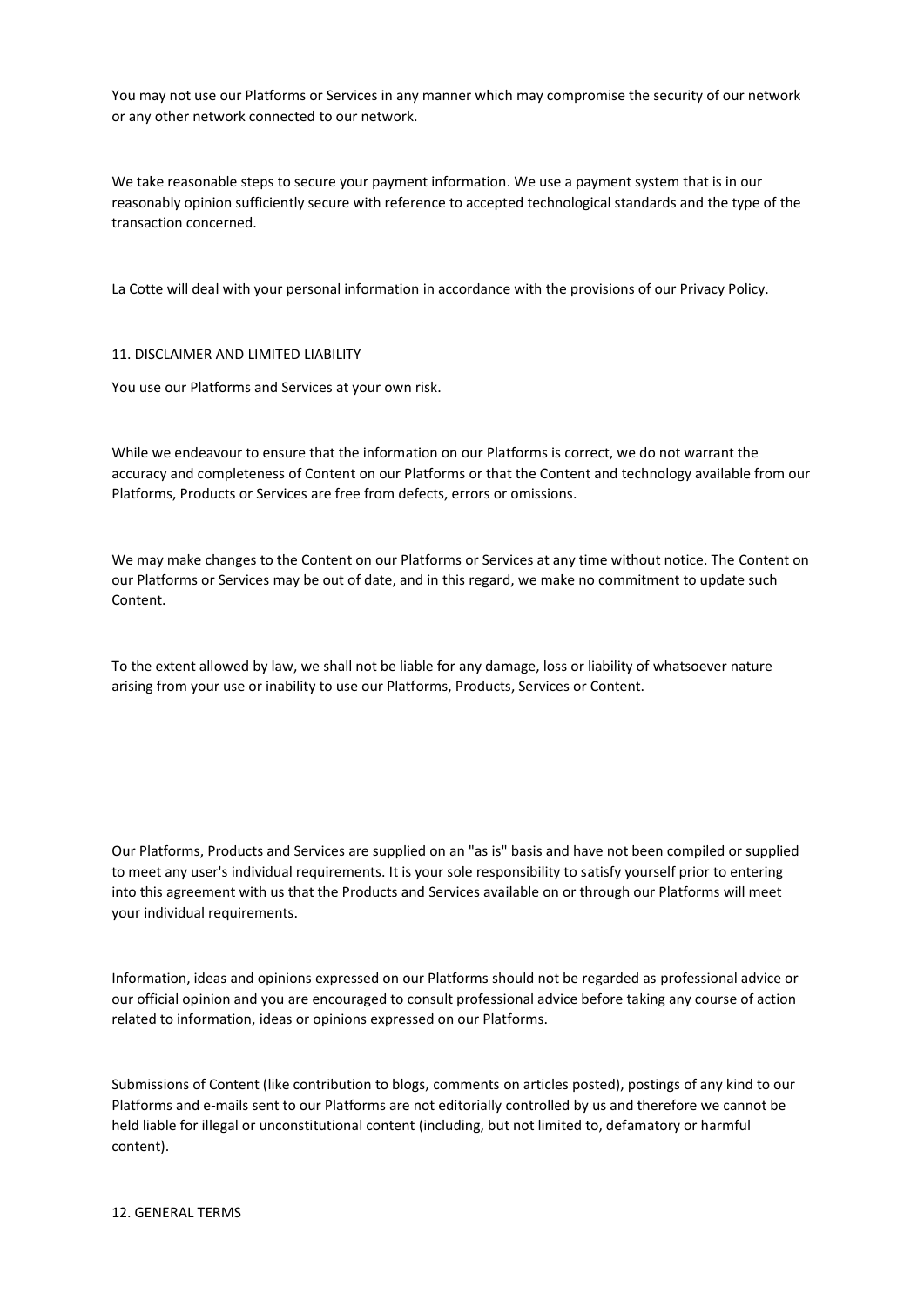You may not use our Platforms or Services in any manner which may compromise the security of our network or any other network connected to our network.

We take reasonable steps to secure your payment information. We use a payment system that is in our reasonably opinion sufficiently secure with reference to accepted technological standards and the type of the transaction concerned.

La Cotte will deal with your personal information in accordance with the provisions of our Privacy Policy.

## 11. DISCLAIMER AND LIMITED LIABILITY

You use our Platforms and Services at your own risk.

While we endeavour to ensure that the information on our Platforms is correct, we do not warrant the accuracy and completeness of Content on our Platforms or that the Content and technology available from our Platforms, Products or Services are free from defects, errors or omissions.

We may make changes to the Content on our Platforms or Services at any time without notice. The Content on our Platforms or Services may be out of date, and in this regard, we make no commitment to update such Content.

To the extent allowed by law, we shall not be liable for any damage, loss or liability of whatsoever nature arising from your use or inability to use our Platforms, Products, Services or Content.

Our Platforms, Products and Services are supplied on an "as is" basis and have not been compiled or supplied to meet any user's individual requirements. It is your sole responsibility to satisfy yourself prior to entering into this agreement with us that the Products and Services available on or through our Platforms will meet your individual requirements.

Information, ideas and opinions expressed on our Platforms should not be regarded as professional advice or our official opinion and you are encouraged to consult professional advice before taking any course of action related to information, ideas or opinions expressed on our Platforms.

Submissions of Content (like contribution to blogs, comments on articles posted), postings of any kind to our Platforms and e-mails sent to our Platforms are not editorially controlled by us and therefore we cannot be held liable for illegal or unconstitutional content (including, but not limited to, defamatory or harmful content).

## 12. GENERAL TERMS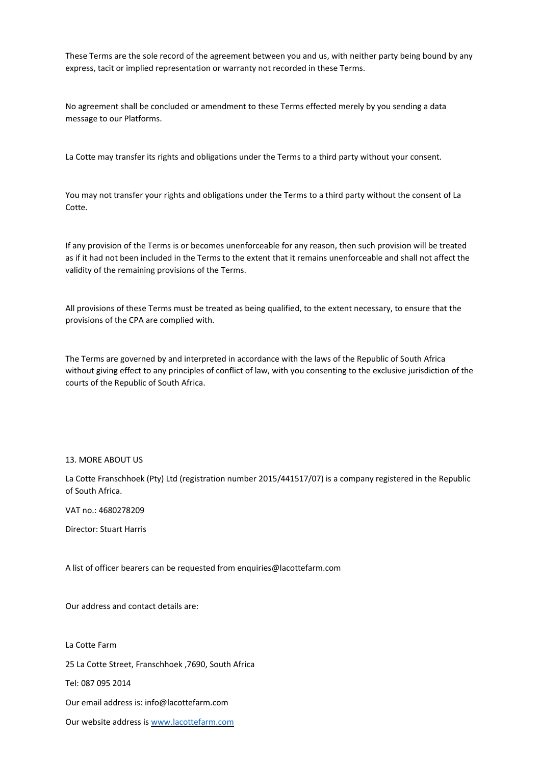These Terms are the sole record of the agreement between you and us, with neither party being bound by any express, tacit or implied representation or warranty not recorded in these Terms.

No agreement shall be concluded or amendment to these Terms effected merely by you sending a data message to our Platforms.

La Cotte may transfer its rights and obligations under the Terms to a third party without your consent.

You may not transfer your rights and obligations under the Terms to a third party without the consent of La Cotte.

If any provision of the Terms is or becomes unenforceable for any reason, then such provision will be treated as if it had not been included in the Terms to the extent that it remains unenforceable and shall not affect the validity of the remaining provisions of the Terms.

All provisions of these Terms must be treated as being qualified, to the extent necessary, to ensure that the provisions of the CPA are complied with.

The Terms are governed by and interpreted in accordance with the laws of the Republic of South Africa without giving effect to any principles of conflict of law, with you consenting to the exclusive jurisdiction of the courts of the Republic of South Africa.

## 13. MORE ABOUT US

La Cotte Franschhoek (Pty) Ltd (registration number 2015/441517/07) is a company registered in the Republic of South Africa.

VAT no.: 4680278209

Director: Stuart Harris

A list of officer bearers can be requested from enquiries@lacottefarm.com

Our address and contact details are:

La Cotte Farm

25 La Cotte Street, Franschhoek ,7690, South Africa

Tel: 087 095 2014

Our email address is: info@lacottefarm.com

Our website address is [www.lacottefarm.com](www.lacottefarm.com)